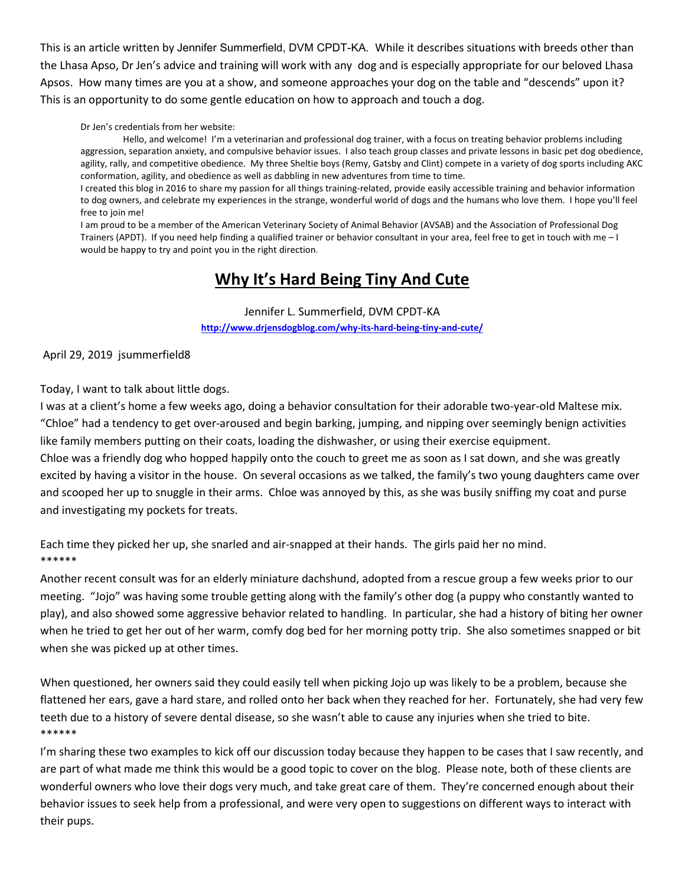This is an article written by Jennifer Summerfield, DVM CPDT-KA. While it describes situations with breeds other than the Lhasa Apso, Dr Jen's advice and training will work with any dog and is especially appropriate for our beloved Lhasa Apsos. How many times are you at a show, and someone approaches your dog on the table and "descends" upon it? This is an opportunity to do some gentle education on how to approach and touch a dog.

> Dr Jen's credentials from her website:
>
> Hello, and welcome! I'm a veterinarian and professional dog trainer, with a focus on treating behavior problems including aggression, separation anxiety, and compulsive behavior issues. I also teach group classes and private lessons in basic pet dog obedience, agility, rally, and competitive obedience. My three Sheltie boys (Remy, Gatsby and Clint) compete in a variety of dog sports including AKC conformation, agility, and obedience as well as dabbling in new adventures from time to time.
>
> I created this blog in 2016 to share my passion for all things training-related, provide easily accessible training and behavior information to dog owners, and celebrate my experiences in the strange, wonderful world of dogs and the humans who love them. I hope you'll feel free to join me!
>
> I am proud to be a member of the American Veterinary Society of Animal Behavior (AVSAB) and the Association of Professional Dog Trainers (APDT). If you need help finding a qualified trainer or behavior consultant in your area, feel free to get in touch with me – I would be happy to try and point you in the right direction.

# Why It's Hard Being Tiny And Cute

Jennifer L. Summerfield, DVM CPDT-KA

**http://www.drjensdogblog.com/why-its-hard-being-tiny-and-cute/**

April 29, 2019 jsummerfield8

Today, I want to talk about little dogs.

I was at a client's home a few weeks ago, doing a behavior consultation for their adorable two-year-old Maltese mix. "Chloe" had a tendency to get over-aroused and begin barking, jumping, and nipping over seemingly benign activities like family members putting on their coats, loading the dishwasher, or using their exercise equipment.

Chloe was a friendly dog who hopped happily onto the couch to greet me as soon as I sat down, and she was greatly excited by having a visitor in the house. On several occasions as we talked, the family's two young daughters came over and scooped her up to snuggle in their arms. Chloe was annoyed by this, as she was busily sniffing my coat and purse and investigating my pockets for treats.

Each time they picked her up, she snarled and air-snapped at their hands. The girls paid her no mind.

******

Another recent consult was for an elderly miniature dachshund, adopted from a rescue group a few weeks prior to our meeting. "Jojo" was having some trouble getting along with the family's other dog (a puppy who constantly wanted to play), and also showed some aggressive behavior related to handling. In particular, she had a history of biting her owner when he tried to get her out of her warm, comfy dog bed for her morning potty trip. She also sometimes snapped or bit when she was picked up at other times.

When questioned, her owners said they could easily tell when picking Jojo up was likely to be a problem, because she flattened her ears, gave a hard stare, and rolled onto her back when they reached for her. Fortunately, she had very few teeth due to a history of severe dental disease, so she wasn't able to cause any injuries when she tried to bite.

******

I'm sharing these two examples to kick off our discussion today because they happen to be cases that I saw recently, and are part of what made me think this would be a good topic to cover on the blog. Please note, both of these clients are wonderful owners who love their dogs very much, and take great care of them. They're concerned enough about their behavior issues to seek help from a professional, and were very open to suggestions on different ways to interact with their pups.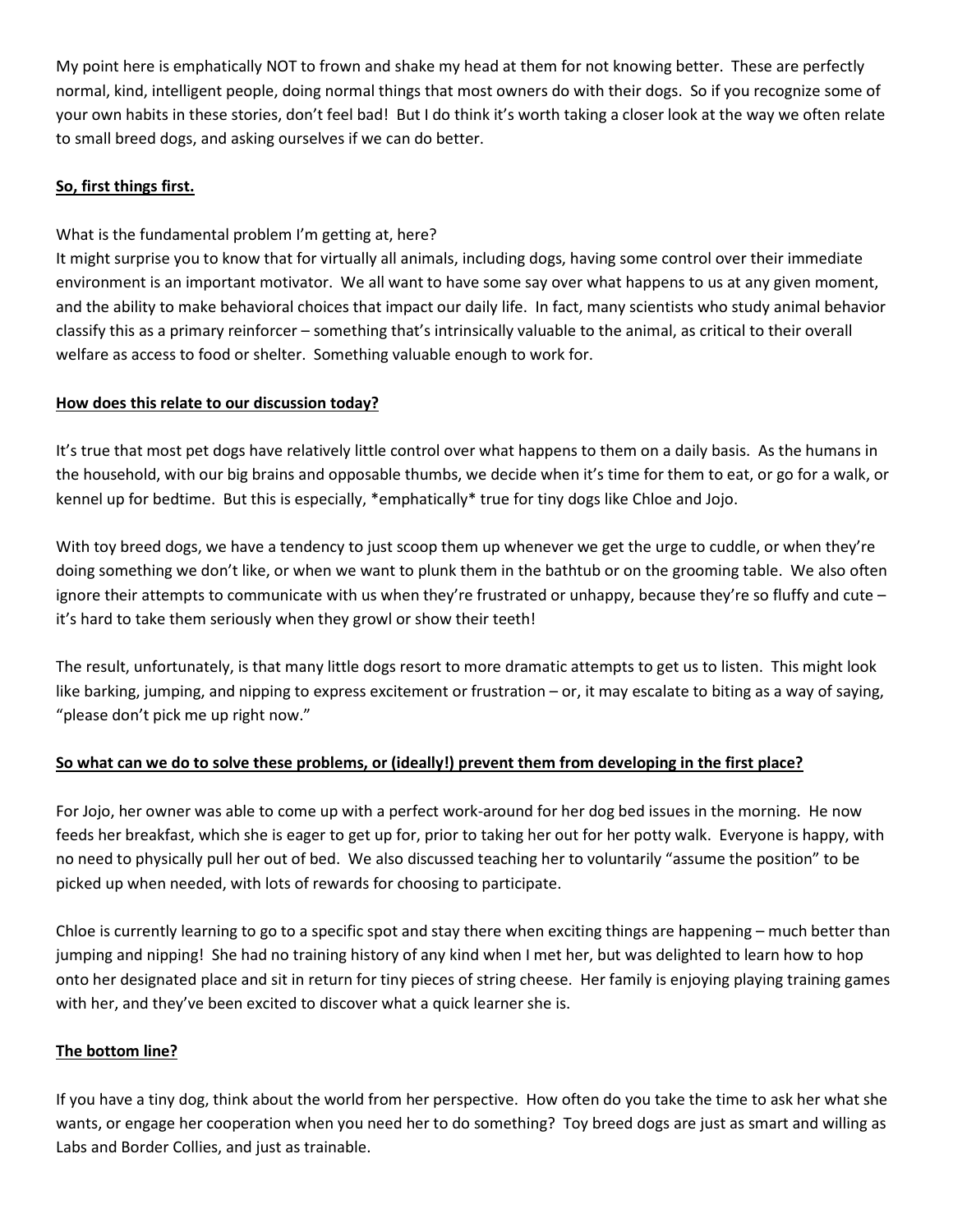My point here is emphatically NOT to frown and shake my head at them for not knowing better. These are perfectly normal, kind, intelligent people, doing normal things that most owners do with their dogs. So if you recognize some of your own habits in these stories, don't feel bad! But I do think it's worth taking a closer look at the way we often relate to small breed dogs, and asking ourselves if we can do better.

**So, first things first.**

What is the fundamental problem I'm getting at, here?
It might surprise you to know that for virtually all animals, including dogs, having some control over their immediate environment is an important motivator. We all want to have some say over what happens to us at any given moment, and the ability to make behavioral choices that impact our daily life. In fact, many scientists who study animal behavior classify this as a primary reinforcer – something that's intrinsically valuable to the animal, as critical to their overall welfare as access to food or shelter. Something valuable enough to work for.

**How does this relate to our discussion today?**

It's true that most pet dogs have relatively little control over what happens to them on a daily basis. As the humans in the household, with our big brains and opposable thumbs, we decide when it's time for them to eat, or go for a walk, or kennel up for bedtime. But this is especially, *emphatically* true for tiny dogs like Chloe and Jojo.

With toy breed dogs, we have a tendency to just scoop them up whenever we get the urge to cuddle, or when they're doing something we don't like, or when we want to plunk them in the bathtub or on the grooming table. We also often ignore their attempts to communicate with us when they're frustrated or unhappy, because they're so fluffy and cute – it's hard to take them seriously when they growl or show their teeth!

The result, unfortunately, is that many little dogs resort to more dramatic attempts to get us to listen. This might look like barking, jumping, and nipping to express excitement or frustration – or, it may escalate to biting as a way of saying, "please don't pick me up right now."

**So what can we do to solve these problems, or (ideally!) prevent them from developing in the first place?**

For Jojo, her owner was able to come up with a perfect work-around for her dog bed issues in the morning. He now feeds her breakfast, which she is eager to get up for, prior to taking her out for her potty walk. Everyone is happy, with no need to physically pull her out of bed. We also discussed teaching her to voluntarily "assume the position" to be picked up when needed, with lots of rewards for choosing to participate.

Chloe is currently learning to go to a specific spot and stay there when exciting things are happening – much better than jumping and nipping! She had no training history of any kind when I met her, but was delighted to learn how to hop onto her designated place and sit in return for tiny pieces of string cheese. Her family is enjoying playing training games with her, and they've been excited to discover what a quick learner she is.

**The bottom line?**

If you have a tiny dog, think about the world from her perspective. How often do you take the time to ask her what she wants, or engage her cooperation when you need her to do something? Toy breed dogs are just as smart and willing as Labs and Border Collies, and just as trainable.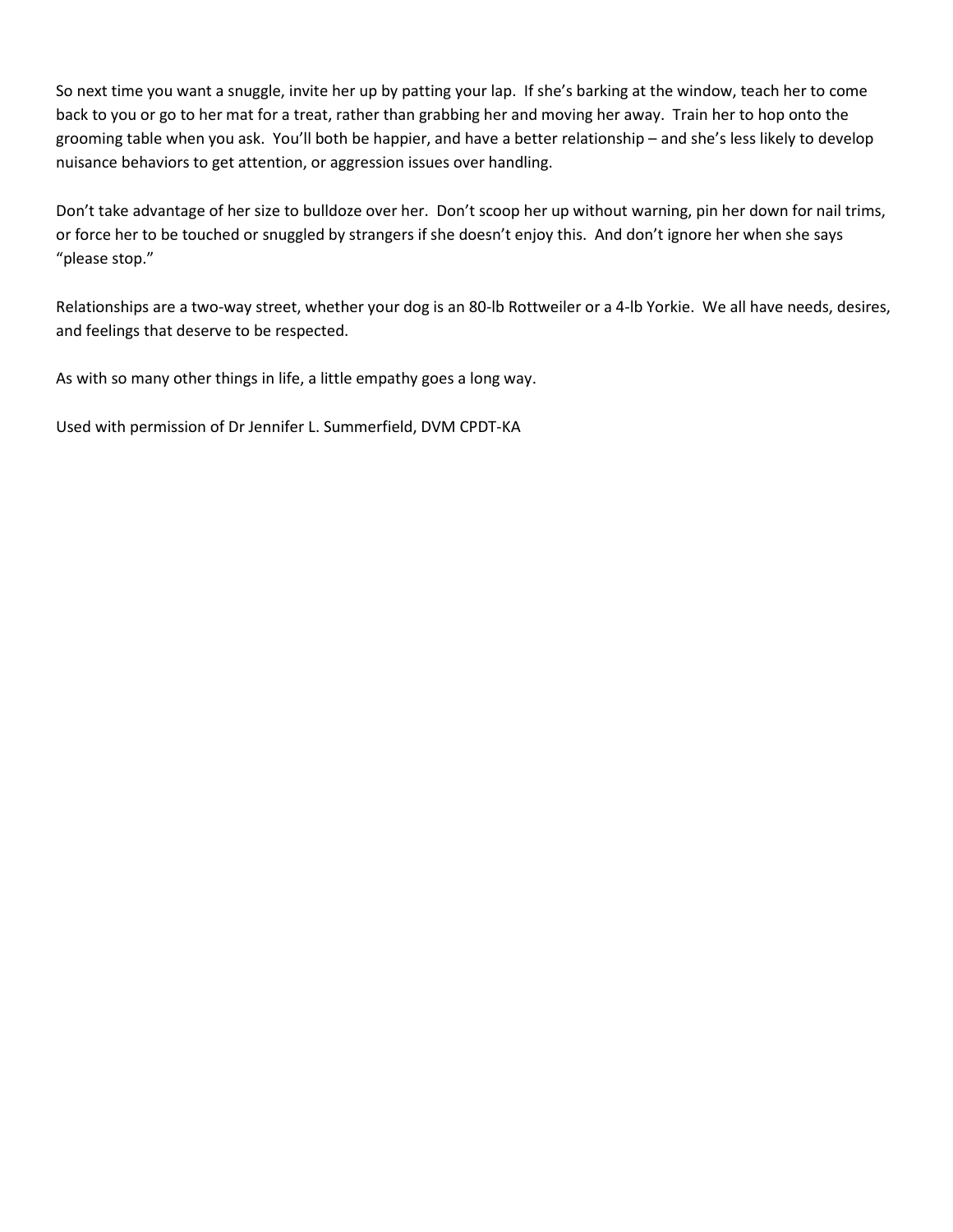So next time you want a snuggle, invite her up by patting your lap. If she's barking at the window, teach her to come back to you or go to her mat for a treat, rather than grabbing her and moving her away. Train her to hop onto the grooming table when you ask. You'll both be happier, and have a better relationship – and she's less likely to develop nuisance behaviors to get attention, or aggression issues over handling.

Don't take advantage of her size to bulldoze over her. Don't scoop her up without warning, pin her down for nail trims, or force her to be touched or snuggled by strangers if she doesn't enjoy this. And don't ignore her when she says "please stop."

Relationships are a two-way street, whether your dog is an 80-lb Rottweiler or a 4-lb Yorkie. We all have needs, desires, and feelings that deserve to be respected.

As with so many other things in life, a little empathy goes a long way.

Used with permission of Dr Jennifer L. Summerfield, DVM CPDT-KA